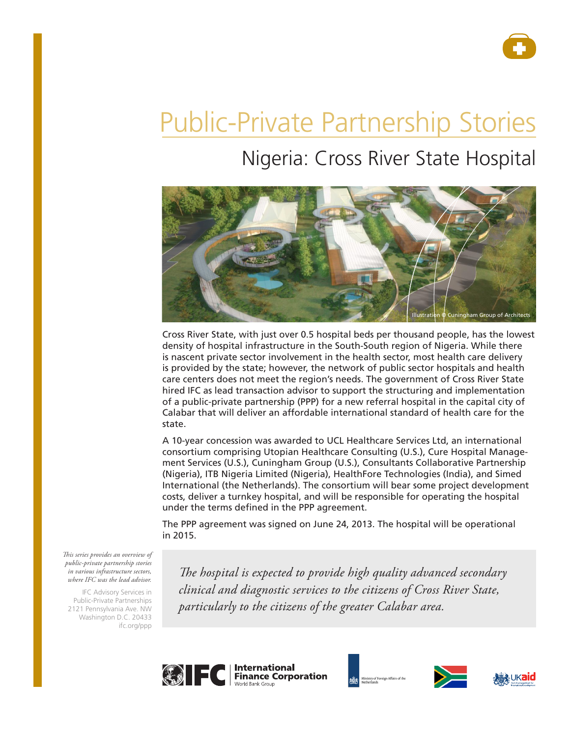# Public-Private Partnership Stories

## Nigeria: Cross River State Hospital

Illustration © Cuningham Group of Architects

Cross River State, with just over 0.5 hospital beds per thousand people, has the lowest density of hospital infrastructure in the South-South region of Nigeria. While there is nascent private sector involvement in the health sector, most health care delivery is provided by the state; however, the network of public sector hospitals and health care centers does not meet the region's needs. The government of Cross River State hired IFC as lead transaction advisor to support the structuring and implementation of a public-private partnership (PPP) for a new referral hospital in the capital city of Calabar that will deliver an affordable international standard of health care for the state.

A 10-year concession was awarded to UCL Healthcare Services Ltd, an international consortium comprising Utopian Healthcare Consulting (U.S.), Cure Hospital Management Services (U.S.), Cuningham Group (U.S.), Consultants Collaborative Partnership (Nigeria), ITB Nigeria Limited (Nigeria), HealthFore Technologies (India), and Simed International (the Netherlands). The consortium will bear some project development costs, deliver a turnkey hospital, and will be responsible for operating the hospital under the terms defined in the PPP agreement.

The PPP agreement was signed on June 24, 2013. The hospital will be operational in 2015.

*This series provides an overview of public-private partnership stories in various infrastructure sectors, where IFC was the lead advisor.*

IFC Advisory Services in Public-Private Partnerships
2121 Pennsylvania Ave. NW
Washington D.C. 20433
ifc.org/ppp

*The hospital is expected to provide high quality advanced secondary clinical and diagnostic services to the citizens of Cross River State, particularly to the citizens of the greater Calabar area.*

IFC International Finance Corporation World Bank Group

Ministry of Foreign Affairs of the Netherlands

UKaid from the Department for International Development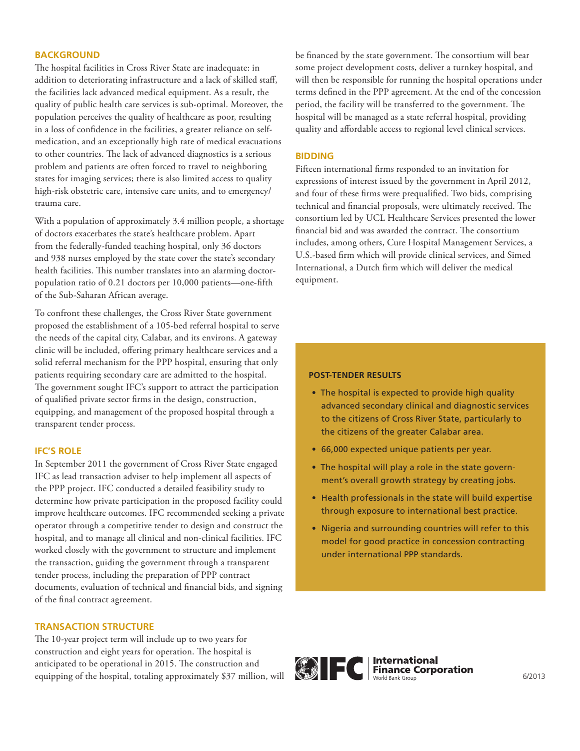## BACKGROUND

The hospital facilities in Cross River State are inadequate: in addition to deteriorating infrastructure and a lack of skilled staff, the facilities lack advanced medical equipment. As a result, the quality of public health care services is sub-optimal. Moreover, the population perceives the quality of healthcare as poor, resulting in a loss of confidence in the facilities, a greater reliance on self-medication, and an exceptionally high rate of medical evacuations to other countries. The lack of advanced diagnostics is a serious problem and patients are often forced to travel to neighboring states for imaging services; there is also limited access to quality high-risk obstetric care, intensive care units, and to emergency/trauma care.

With a population of approximately 3.4 million people, a shortage of doctors exacerbates the state's healthcare problem. Apart from the federally-funded teaching hospital, only 36 doctors and 938 nurses employed by the state cover the state's secondary health facilities. This number translates into an alarming doctor-population ratio of 0.21 doctors per 10,000 patients—one-fifth of the Sub-Saharan African average.

To confront these challenges, the Cross River State government proposed the establishment of a 105-bed referral hospital to serve the needs of the capital city, Calabar, and its environs. A gateway clinic will be included, offering primary healthcare services and a solid referral mechanism for the PPP hospital, ensuring that only patients requiring secondary care are admitted to the hospital. The government sought IFC's support to attract the participation of qualified private sector firms in the design, construction, equipping, and management of the proposed hospital through a transparent tender process.

## IFC'S ROLE

In September 2011 the government of Cross River State engaged IFC as lead transaction adviser to help implement all aspects of the PPP project. IFC conducted a detailed feasibility study to determine how private participation in the proposed facility could improve healthcare outcomes. IFC recommended seeking a private operator through a competitive tender to design and construct the hospital, and to manage all clinical and non-clinical facilities. IFC worked closely with the government to structure and implement the transaction, guiding the government through a transparent tender process, including the preparation of PPP contract documents, evaluation of technical and financial bids, and signing of the final contract agreement.

## TRANSACTION STRUCTURE

The 10-year project term will include up to two years for construction and eight years for operation. The hospital is anticipated to be operational in 2015. The construction and equipping of the hospital, totaling approximately $37 million, will be financed by the state government. The consortium will bear some project development costs, deliver a turnkey hospital, and will then be responsible for running the hospital operations under terms defined in the PPP agreement. At the end of the concession period, the facility will be transferred to the government. The hospital will be managed as a state referral hospital, providing quality and affordable access to regional level clinical services.

## BIDDING

Fifteen international firms responded to an invitation for expressions of interest issued by the government in April 2012, and four of these firms were prequalified. Two bids, comprising technical and financial proposals, were ultimately received. The consortium led by UCL Healthcare Services presented the lower financial bid and was awarded the contract. The consortium includes, among others, Cure Hospital Management Services, a U.S.-based firm which will provide clinical services, and Simed International, a Dutch firm which will deliver the medical equipment.

### POST-TENDER RESULTS

- The hospital is expected to provide high quality advanced secondary clinical and diagnostic services to the citizens of Cross River State, particularly to the citizens of the greater Calabar area.
- 66,000 expected unique patients per year.
- The hospital will play a role in the state government's overall growth strategy by creating jobs.
- Health professionals in the state will build expertise through exposure to international best practice.
- Nigeria and surrounding countries will refer to this model for good practice in concession contracting under international PPP standards.

IFC International Finance Corporation
World Bank Group

6/2013